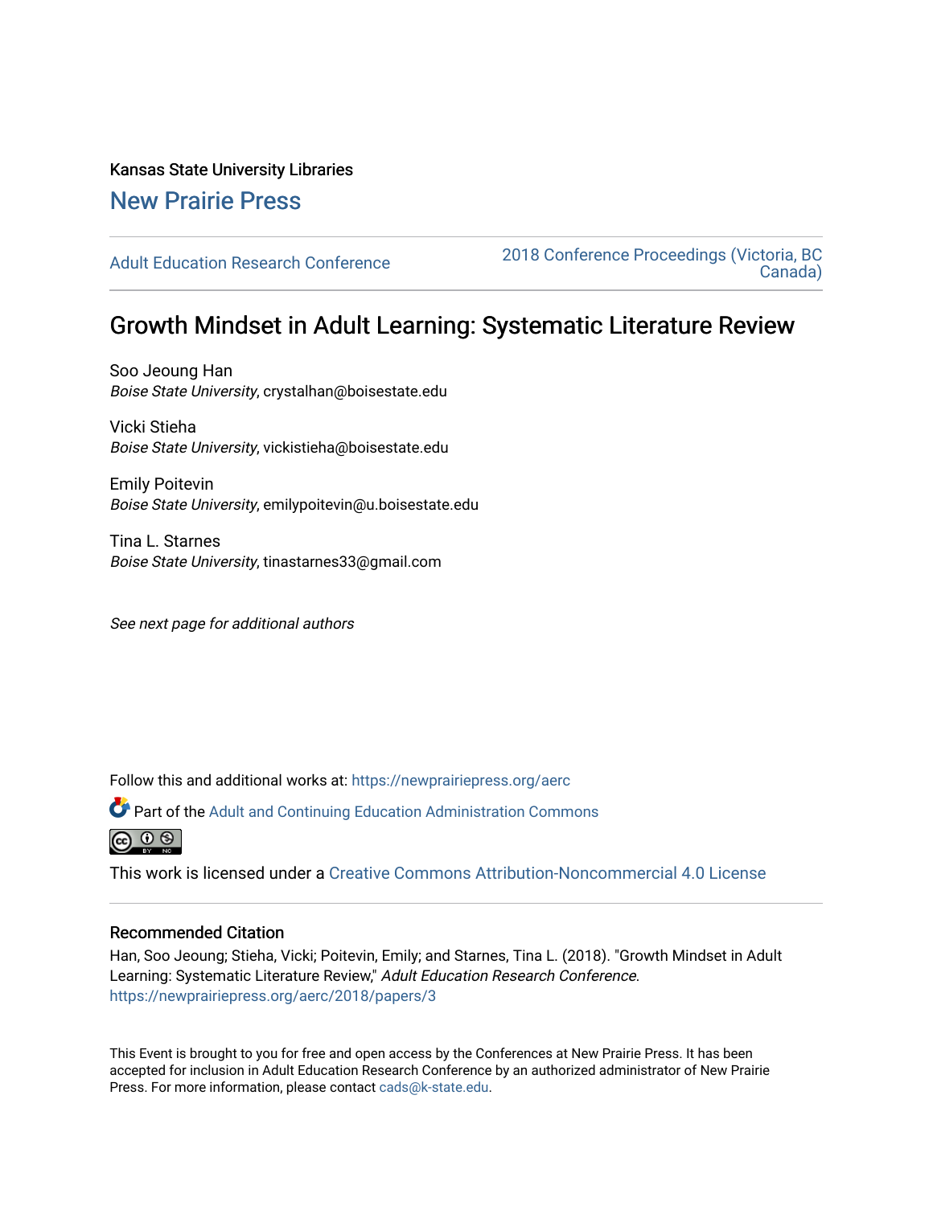Kansas State University Libraries

New Prairie Press

Adult Education Research Conference

2018 Conference Proceedings (Victoria, BC Canada)

# Growth Mindset in Adult Learning: Systematic Literature Review

Soo Jeoung Han
*Boise State University*, crystalhan@boisestate.edu

Vicki Stieha
*Boise State University*, vickistieha@boisestate.edu

Emily Poitevin
*Boise State University*, emilypoitevin@u.boisestate.edu

Tina L. Starnes
*Boise State University*, tinastarnes33@gmail.com

*See next page for additional authors*

Follow this and additional works at: https://newprairiepress.org/aerc

Part of the Adult and Continuing Education Administration Commons

This work is licensed under a Creative Commons Attribution-Noncommercial 4.0 License

## Recommended Citation

Han, Soo Jeoung; Stieha, Vicki; Poitevin, Emily; and Starnes, Tina L. (2018). "Growth Mindset in Adult Learning: Systematic Literature Review," *Adult Education Research Conference*. https://newprairiepress.org/aerc/2018/papers/3

This Event is brought to you for free and open access by the Conferences at New Prairie Press. It has been accepted for inclusion in Adult Education Research Conference by an authorized administrator of New Prairie Press. For more information, please contact cads@k-state.edu.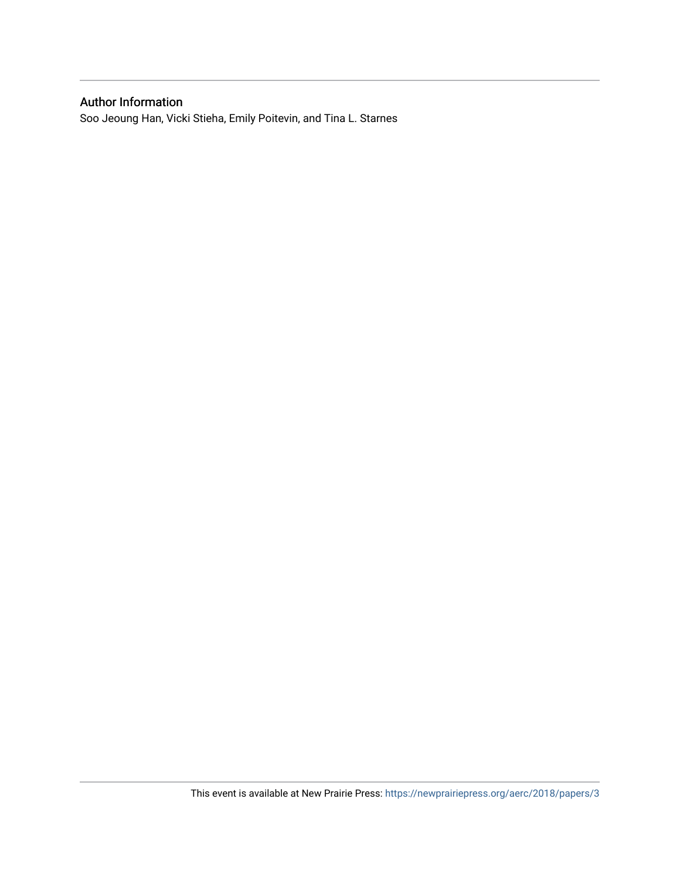## Author Information

Soo Jeoung Han, Vicki Stieha, Emily Poitevin, and Tina L. Starnes

This event is available at New Prairie Press: https://newprairiepress.org/aerc/2018/papers/3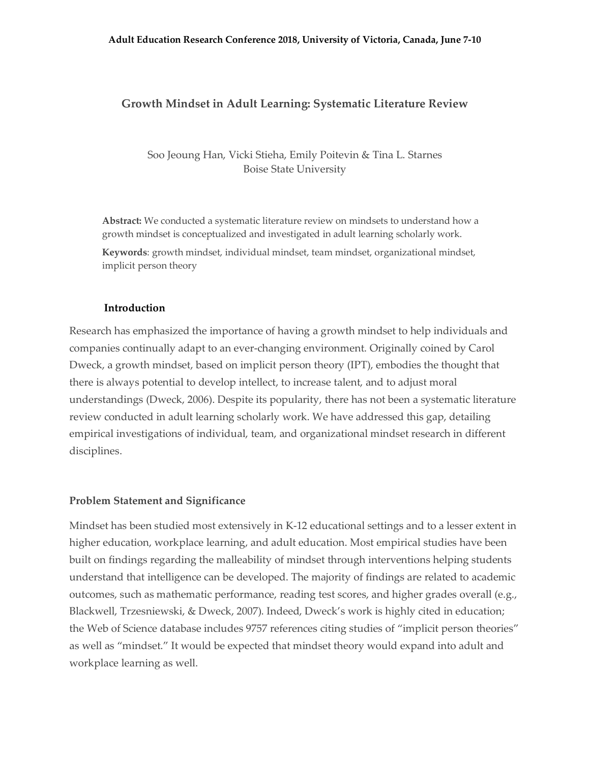# Growth Mindset in Adult Learning: Systematic Literature Review

Soo Jeoung Han, Vicki Stieha, Emily Poitevin & Tina L. Starnes
Boise State University

**Abstract:** We conducted a systematic literature review on mindsets to understand how a growth mindset is conceptualized and investigated in adult learning scholarly work.

**Keywords**: growth mindset, individual mindset, team mindset, organizational mindset, implicit person theory

## Introduction

Research has emphasized the importance of having a growth mindset to help individuals and companies continually adapt to an ever-changing environment. Originally coined by Carol Dweck, a growth mindset, based on implicit person theory (IPT), embodies the thought that there is always potential to develop intellect, to increase talent, and to adjust moral understandings (Dweck, 2006). Despite its popularity, there has not been a systematic literature review conducted in adult learning scholarly work. We have addressed this gap, detailing empirical investigations of individual, team, and organizational mindset research in different disciplines.

## Problem Statement and Significance

Mindset has been studied most extensively in K-12 educational settings and to a lesser extent in higher education, workplace learning, and adult education. Most empirical studies have been built on findings regarding the malleability of mindset through interventions helping students understand that intelligence can be developed. The majority of findings are related to academic outcomes, such as mathematic performance, reading test scores, and higher grades overall (e.g., Blackwell, Trzesniewski, & Dweck, 2007). Indeed, Dweck's work is highly cited in education; the Web of Science database includes 9757 references citing studies of "implicit person theories" as well as "mindset." It would be expected that mindset theory would expand into adult and workplace learning as well.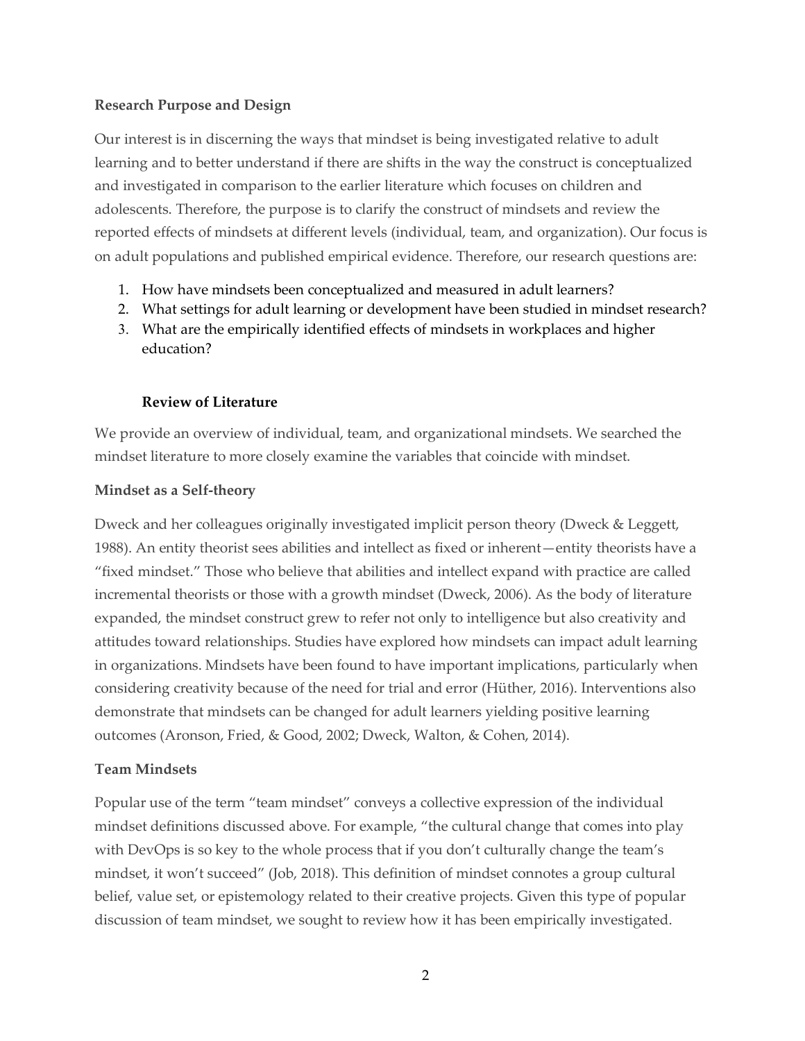### Research Purpose and Design

Our interest is in discerning the ways that mindset is being investigated relative to adult learning and to better understand if there are shifts in the way the construct is conceptualized and investigated in comparison to the earlier literature which focuses on children and adolescents. Therefore, the purpose is to clarify the construct of mindsets and review the reported effects of mindsets at different levels (individual, team, and organization). Our focus is on adult populations and published empirical evidence. Therefore, our research questions are:

1. How have mindsets been conceptualized and measured in adult learners?
2. What settings for adult learning or development have been studied in mindset research?
3. What are the empirically identified effects of mindsets in workplaces and higher education?

## Review of Literature

We provide an overview of individual, team, and organizational mindsets. We searched the mindset literature to more closely examine the variables that coincide with mindset.

### Mindset as a Self-theory

Dweck and her colleagues originally investigated implicit person theory (Dweck & Leggett, 1988). An entity theorist sees abilities and intellect as fixed or inherent—entity theorists have a "fixed mindset." Those who believe that abilities and intellect expand with practice are called incremental theorists or those with a growth mindset (Dweck, 2006). As the body of literature expanded, the mindset construct grew to refer not only to intelligence but also creativity and attitudes toward relationships. Studies have explored how mindsets can impact adult learning in organizations. Mindsets have been found to have important implications, particularly when considering creativity because of the need for trial and error (Hüther, 2016). Interventions also demonstrate that mindsets can be changed for adult learners yielding positive learning outcomes (Aronson, Fried, & Good, 2002; Dweck, Walton, & Cohen, 2014).

### Team Mindsets

Popular use of the term "team mindset" conveys a collective expression of the individual mindset definitions discussed above. For example, "the cultural change that comes into play with DevOps is so key to the whole process that if you don't culturally change the team's mindset, it won't succeed" (Job, 2018). This definition of mindset connotes a group cultural belief, value set, or epistemology related to their creative projects. Given this type of popular discussion of team mindset, we sought to review how it has been empirically investigated.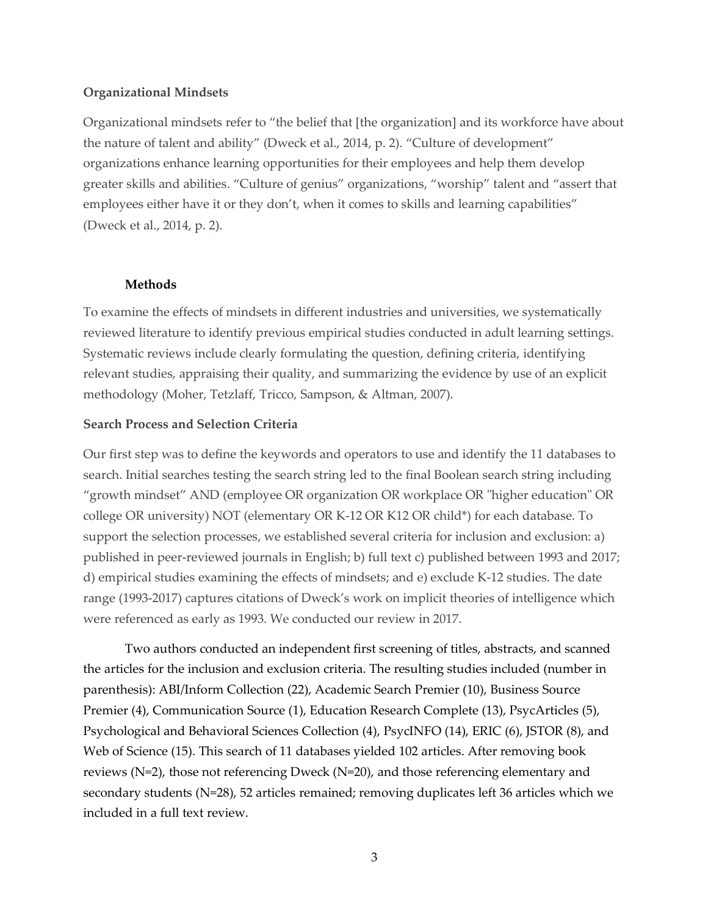**Organizational Mindsets**

Organizational mindsets refer to "the belief that [the organization] and its workforce have about the nature of talent and ability" (Dweck et al., 2014, p. 2). "Culture of development" organizations enhance learning opportunities for their employees and help them develop greater skills and abilities. "Culture of genius" organizations, "worship" talent and "assert that employees either have it or they don't, when it comes to skills and learning capabilities" (Dweck et al., 2014, p. 2).

## Methods

To examine the effects of mindsets in different industries and universities, we systematically reviewed literature to identify previous empirical studies conducted in adult learning settings. Systematic reviews include clearly formulating the question, defining criteria, identifying relevant studies, appraising their quality, and summarizing the evidence by use of an explicit methodology (Moher, Tetzlaff, Tricco, Sampson, & Altman, 2007).

**Search Process and Selection Criteria**

Our first step was to define the keywords and operators to use and identify the 11 databases to search. Initial searches testing the search string led to the final Boolean search string including "growth mindset" AND (employee OR organization OR workplace OR "higher education" OR college OR university) NOT (elementary OR K-12 OR K12 OR child*) for each database. To support the selection processes, we established several criteria for inclusion and exclusion: a) published in peer-reviewed journals in English; b) full text c) published between 1993 and 2017; d) empirical studies examining the effects of mindsets; and e) exclude K-12 studies. The date range (1993-2017) captures citations of Dweck's work on implicit theories of intelligence which were referenced as early as 1993. We conducted our review in 2017.

Two authors conducted an independent first screening of titles, abstracts, and scanned the articles for the inclusion and exclusion criteria. The resulting studies included (number in parenthesis): ABI/Inform Collection (22), Academic Search Premier (10), Business Source Premier (4), Communication Source (1), Education Research Complete (13), PsycArticles (5), Psychological and Behavioral Sciences Collection (4), PsycINFO (14), ERIC (6), JSTOR (8), and Web of Science (15). This search of 11 databases yielded 102 articles. After removing book reviews (N=2), those not referencing Dweck (N=20), and those referencing elementary and secondary students (N=28), 52 articles remained; removing duplicates left 36 articles which we included in a full text review.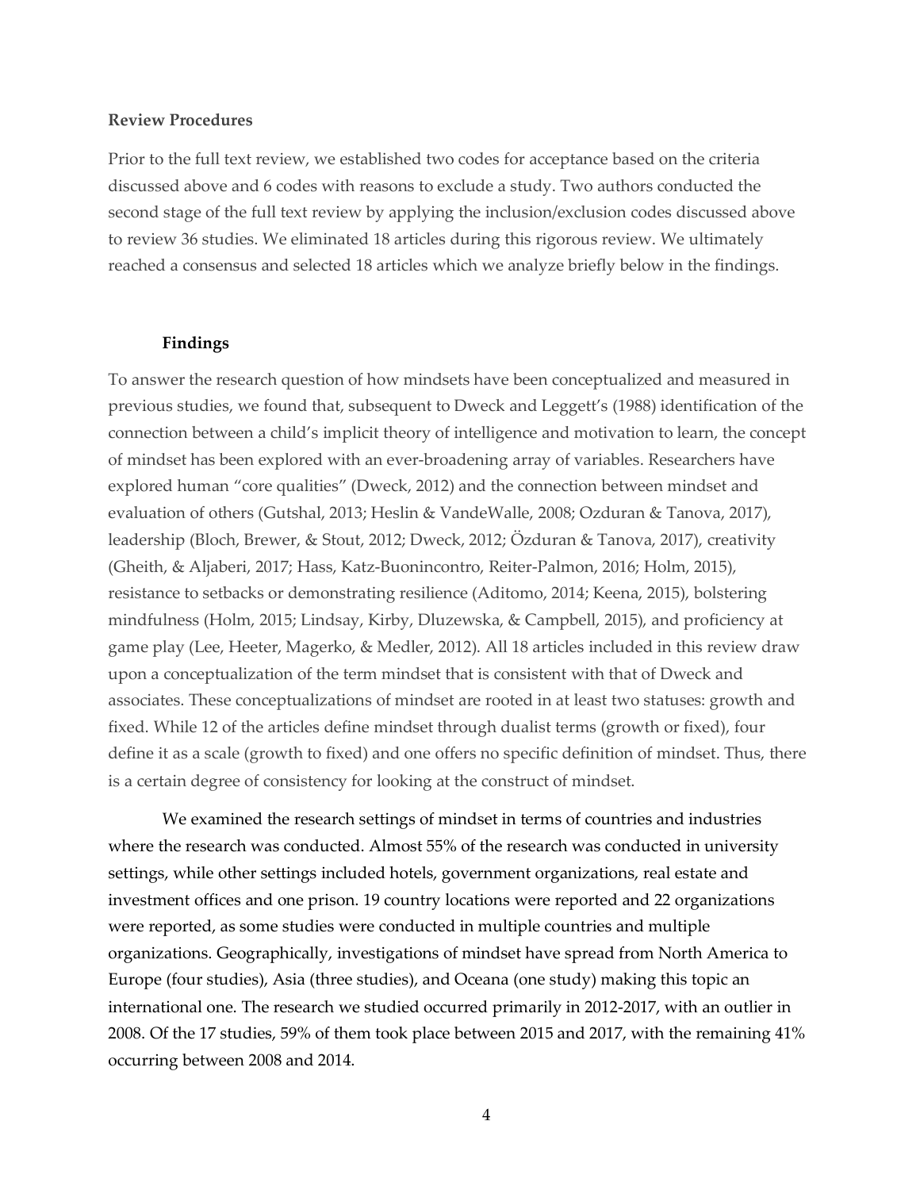**Review Procedures**

Prior to the full text review, we established two codes for acceptance based on the criteria discussed above and 6 codes with reasons to exclude a study. Two authors conducted the second stage of the full text review by applying the inclusion/exclusion codes discussed above to review 36 studies. We eliminated 18 articles during this rigorous review. We ultimately reached a consensus and selected 18 articles which we analyze briefly below in the findings.

## Findings

To answer the research question of how mindsets have been conceptualized and measured in previous studies, we found that, subsequent to Dweck and Leggett's (1988) identification of the connection between a child's implicit theory of intelligence and motivation to learn, the concept of mindset has been explored with an ever-broadening array of variables. Researchers have explored human "core qualities" (Dweck, 2012) and the connection between mindset and evaluation of others (Gutshal, 2013; Heslin & VandeWalle, 2008; Ozduran & Tanova, 2017), leadership (Bloch, Brewer, & Stout, 2012; Dweck, 2012; Özduran & Tanova, 2017), creativity (Gheith, & Aljaberi, 2017; Hass, Katz-Buonincontro, Reiter-Palmon, 2016; Holm, 2015), resistance to setbacks or demonstrating resilience (Aditomo, 2014; Keena, 2015), bolstering mindfulness (Holm, 2015; Lindsay, Kirby, Dluzewska, & Campbell, 2015), and proficiency at game play (Lee, Heeter, Magerko, & Medler, 2012). All 18 articles included in this review draw upon a conceptualization of the term mindset that is consistent with that of Dweck and associates. These conceptualizations of mindset are rooted in at least two statuses: growth and fixed. While 12 of the articles define mindset through dualist terms (growth or fixed), four define it as a scale (growth to fixed) and one offers no specific definition of mindset. Thus, there is a certain degree of consistency for looking at the construct of mindset.

We examined the research settings of mindset in terms of countries and industries where the research was conducted. Almost 55% of the research was conducted in university settings, while other settings included hotels, government organizations, real estate and investment offices and one prison. 19 country locations were reported and 22 organizations were reported, as some studies were conducted in multiple countries and multiple organizations. Geographically, investigations of mindset have spread from North America to Europe (four studies), Asia (three studies), and Oceana (one study) making this topic an international one. The research we studied occurred primarily in 2012-2017, with an outlier in 2008. Of the 17 studies, 59% of them took place between 2015 and 2017, with the remaining 41% occurring between 2008 and 2014.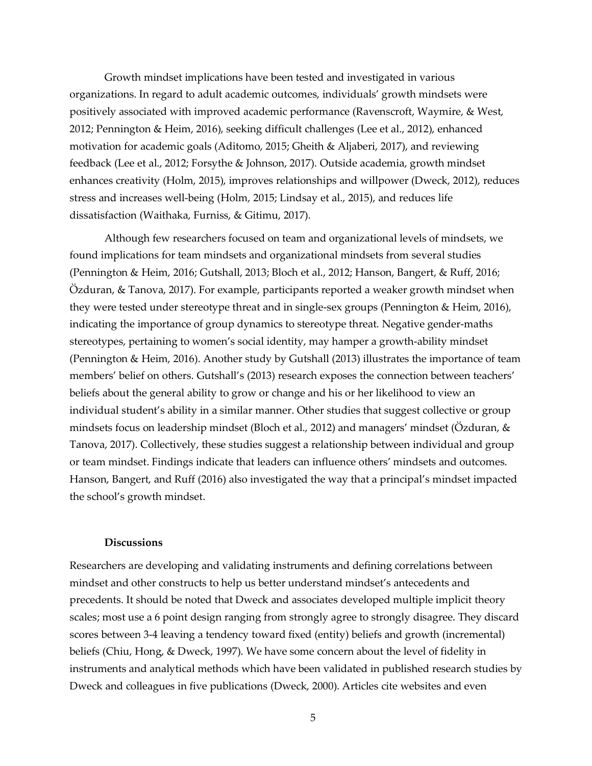Growth mindset implications have been tested and investigated in various organizations. In regard to adult academic outcomes, individuals' growth mindsets were positively associated with improved academic performance (Ravenscroft, Waymire, & West, 2012; Pennington & Heim, 2016), seeking difficult challenges (Lee et al., 2012), enhanced motivation for academic goals (Aditomo, 2015; Gheith & Aljaberi, 2017), and reviewing feedback (Lee et al., 2012; Forsythe & Johnson, 2017). Outside academia, growth mindset enhances creativity (Holm, 2015), improves relationships and willpower (Dweck, 2012), reduces stress and increases well-being (Holm, 2015; Lindsay et al., 2015), and reduces life dissatisfaction (Waithaka, Furniss, & Gitimu, 2017).

Although few researchers focused on team and organizational levels of mindsets, we found implications for team mindsets and organizational mindsets from several studies (Pennington & Heim, 2016; Gutshall, 2013; Bloch et al., 2012; Hanson, Bangert, & Ruff, 2016; Özduran, & Tanova, 2017). For example, participants reported a weaker growth mindset when they were tested under stereotype threat and in single-sex groups (Pennington & Heim, 2016), indicating the importance of group dynamics to stereotype threat. Negative gender-maths stereotypes, pertaining to women's social identity, may hamper a growth-ability mindset (Pennington & Heim, 2016). Another study by Gutshall (2013) illustrates the importance of team members' belief on others. Gutshall's (2013) research exposes the connection between teachers' beliefs about the general ability to grow or change and his or her likelihood to view an individual student's ability in a similar manner. Other studies that suggest collective or group mindsets focus on leadership mindset (Bloch et al., 2012) and managers' mindset (Özduran, & Tanova, 2017). Collectively, these studies suggest a relationship between individual and group or team mindset. Findings indicate that leaders can influence others' mindsets and outcomes. Hanson, Bangert, and Ruff (2016) also investigated the way that a principal's mindset impacted the school's growth mindset.

## Discussions

Researchers are developing and validating instruments and defining correlations between mindset and other constructs to help us better understand mindset's antecedents and precedents. It should be noted that Dweck and associates developed multiple implicit theory scales; most use a 6 point design ranging from strongly agree to strongly disagree. They discard scores between 3-4 leaving a tendency toward fixed (entity) beliefs and growth (incremental) beliefs (Chiu, Hong, & Dweck, 1997). We have some concern about the level of fidelity in instruments and analytical methods which have been validated in published research studies by Dweck and colleagues in five publications (Dweck, 2000). Articles cite websites and even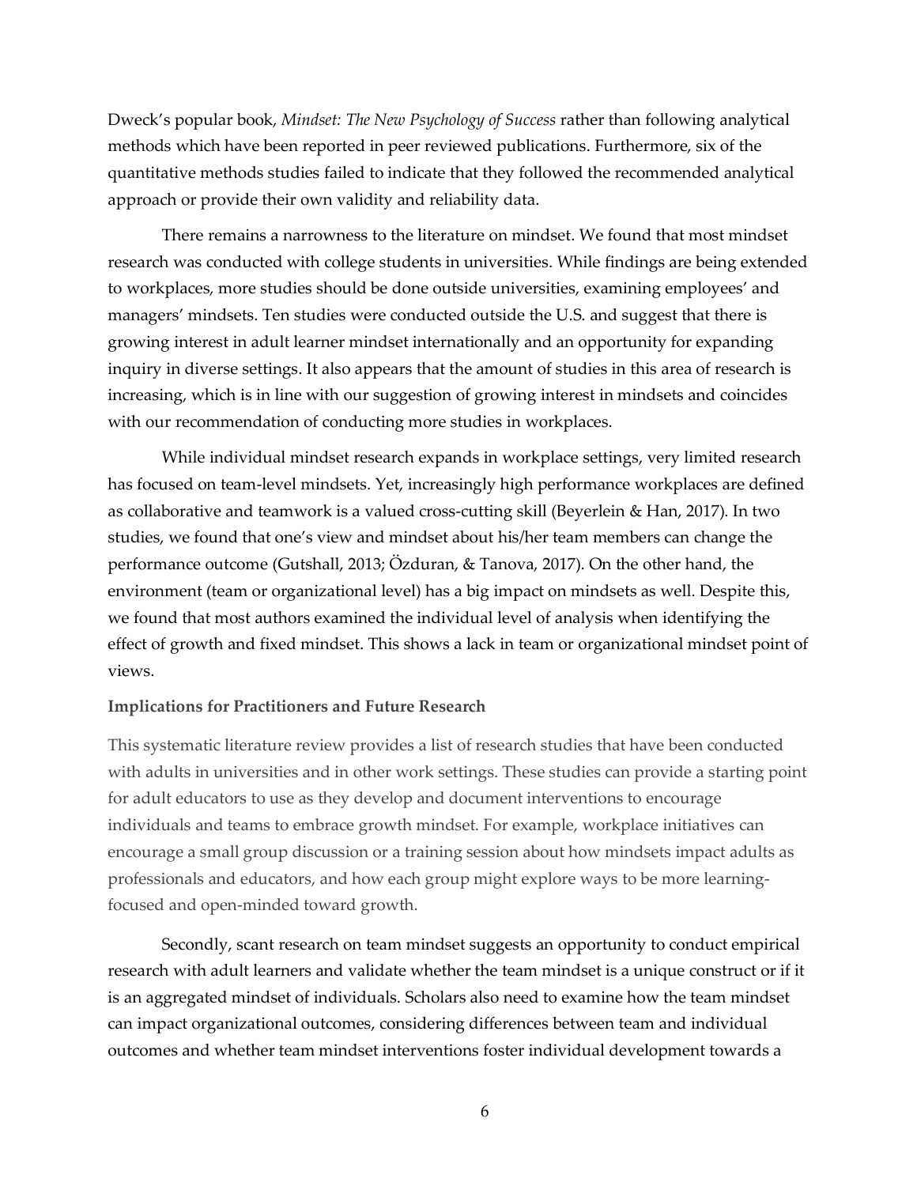Dweck's popular book, *Mindset: The New Psychology of Success* rather than following analytical methods which have been reported in peer reviewed publications. Furthermore, six of the quantitative methods studies failed to indicate that they followed the recommended analytical approach or provide their own validity and reliability data.

There remains a narrowness to the literature on mindset. We found that most mindset research was conducted with college students in universities. While findings are being extended to workplaces, more studies should be done outside universities, examining employees' and managers' mindsets. Ten studies were conducted outside the U.S. and suggest that there is growing interest in adult learner mindset internationally and an opportunity for expanding inquiry in diverse settings. It also appears that the amount of studies in this area of research is increasing, which is in line with our suggestion of growing interest in mindsets and coincides with our recommendation of conducting more studies in workplaces.

While individual mindset research expands in workplace settings, very limited research has focused on team-level mindsets. Yet, increasingly high performance workplaces are defined as collaborative and teamwork is a valued cross-cutting skill (Beyerlein & Han, 2017). In two studies, we found that one's view and mindset about his/her team members can change the performance outcome (Gutshall, 2013; Özduran, & Tanova, 2017). On the other hand, the environment (team or organizational level) has a big impact on mindsets as well. Despite this, we found that most authors examined the individual level of analysis when identifying the effect of growth and fixed mindset. This shows a lack in team or organizational mindset point of views.

**Implications for Practitioners and Future Research**

This systematic literature review provides a list of research studies that have been conducted with adults in universities and in other work settings. These studies can provide a starting point for adult educators to use as they develop and document interventions to encourage individuals and teams to embrace growth mindset. For example, workplace initiatives can encourage a small group discussion or a training session about how mindsets impact adults as professionals and educators, and how each group might explore ways to be more learning-focused and open-minded toward growth.

Secondly, scant research on team mindset suggests an opportunity to conduct empirical research with adult learners and validate whether the team mindset is a unique construct or if it is an aggregated mindset of individuals. Scholars also need to examine how the team mindset can impact organizational outcomes, considering differences between team and individual outcomes and whether team mindset interventions foster individual development towards a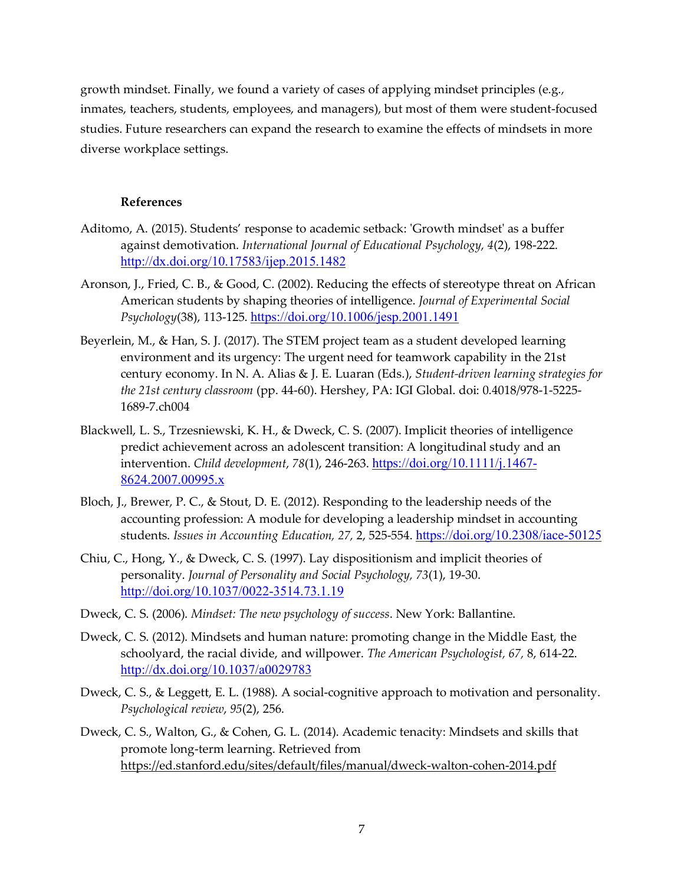growth mindset. Finally, we found a variety of cases of applying mindset principles (e.g., inmates, teachers, students, employees, and managers), but most of them were student-focused studies. Future researchers can expand the research to examine the effects of mindsets in more diverse workplace settings.

**References**

Aditomo, A. (2015). Students' response to academic setback: 'Growth mindset' as a buffer against demotivation. *International Journal of Educational Psychology*, *4*(2), 198-222. http://dx.doi.org/10.17583/ijep.2015.1482

Aronson, J., Fried, C. B., & Good, C. (2002). Reducing the effects of stereotype threat on African American students by shaping theories of intelligence. *Journal of Experimental Social Psychology*(38), 113-125. https://doi.org/10.1006/jesp.2001.1491

Beyerlein, M., & Han, S. J. (2017). The STEM project team as a student developed learning environment and its urgency: The urgent need for teamwork capability in the 21st century economy. In N. A. Alias & J. E. Luaran (Eds.), *Student-driven learning strategies for the 21st century classroom* (pp. 44-60). Hershey, PA: IGI Global. doi: 0.4018/978-1-5225-1689-7.ch004

Blackwell, L. S., Trzesniewski, K. H., & Dweck, C. S. (2007). Implicit theories of intelligence predict achievement across an adolescent transition: A longitudinal study and an intervention. *Child development*, *78*(1), 246-263. https://doi.org/10.1111/j.1467-8624.2007.00995.x

Bloch, J., Brewer, P. C., & Stout, D. E. (2012). Responding to the leadership needs of the accounting profession: A module for developing a leadership mindset in accounting students. *Issues in Accounting Education, 27,* 2, 525-554. https://doi.org/10.2308/iace-50125

Chiu, C., Hong, Y., & Dweck, C. S. (1997). Lay dispositionism and implicit theories of personality. *Journal of Personality and Social Psychology, 73*(1), 19-30. http://doi.org/10.1037/0022-3514.73.1.19

Dweck, C. S. (2006). *Mindset: The new psychology of success*. New York: Ballantine.

Dweck, C. S. (2012). Mindsets and human nature: promoting change in the Middle East, the schoolyard, the racial divide, and willpower. *The American Psychologist, 67,* 8, 614-22. http://dx.doi.org/10.1037/a0029783

Dweck, C. S., & Leggett, E. L. (1988). A social-cognitive approach to motivation and personality. *Psychological review*, *95*(2), 256.

Dweck, C. S., Walton, G., & Cohen, G. L. (2014). Academic tenacity: Mindsets and skills that promote long-term learning. Retrieved from https://ed.stanford.edu/sites/default/files/manual/dweck-walton-cohen-2014.pdf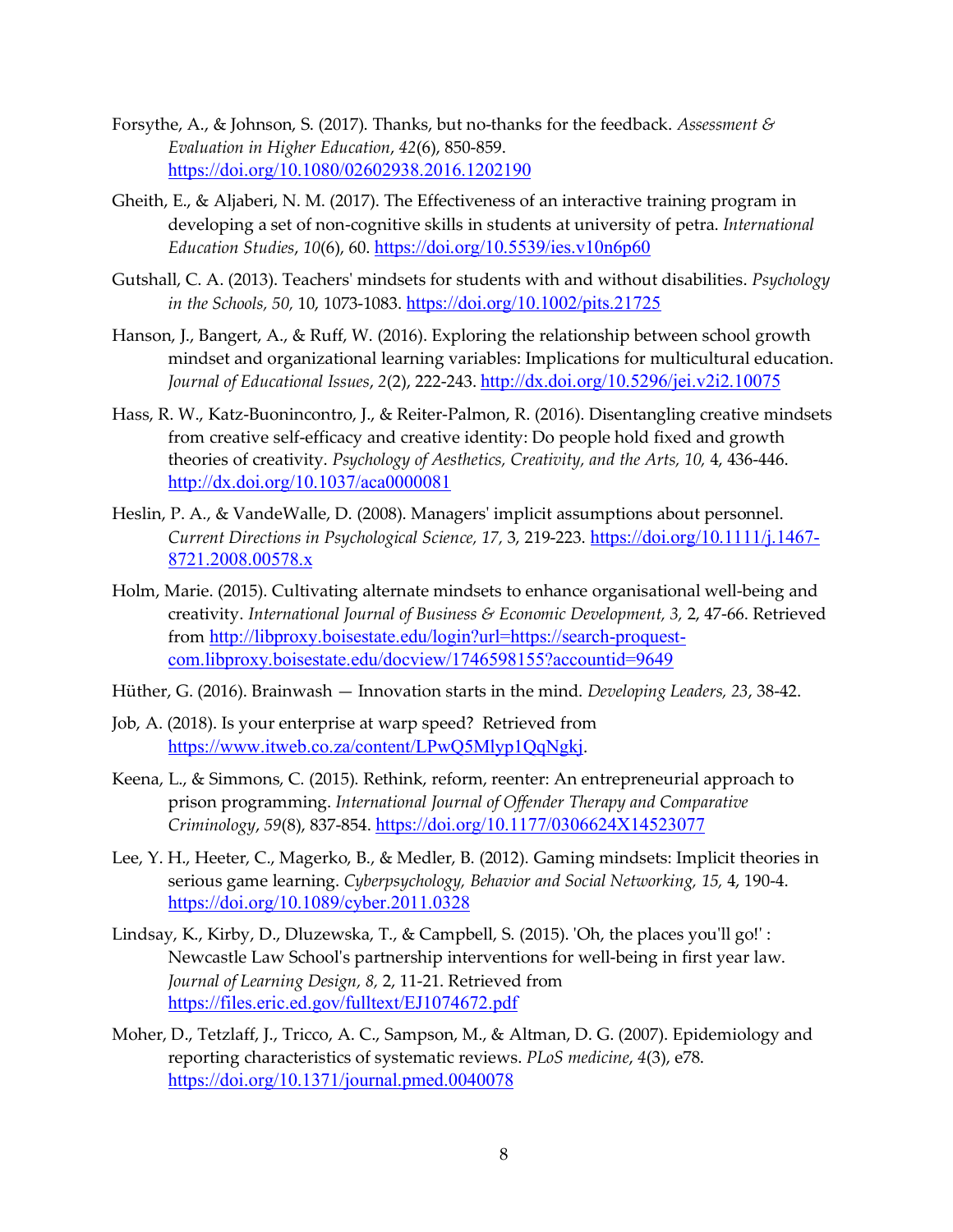Forsythe, A., & Johnson, S. (2017). Thanks, but no-thanks for the feedback. *Assessment & Evaluation in Higher Education*, *42*(6), 850-859. https://doi.org/10.1080/02602938.2016.1202190

Gheith, E., & Aljaberi, N. M. (2017). The Effectiveness of an interactive training program in developing a set of non-cognitive skills in students at university of petra. *International Education Studies*, *10*(6), 60. https://doi.org/10.5539/ies.v10n6p60

Gutshall, C. A. (2013). Teachers' mindsets for students with and without disabilities. *Psychology in the Schools, 50,* 10, 1073-1083. https://doi.org/10.1002/pits.21725

Hanson, J., Bangert, A., & Ruff, W. (2016). Exploring the relationship between school growth mindset and organizational learning variables: Implications for multicultural education. *Journal of Educational Issues*, *2*(2), 222-243. http://dx.doi.org/10.5296/jei.v2i2.10075

Hass, R. W., Katz-Buonincontro, J., & Reiter-Palmon, R. (2016). Disentangling creative mindsets from creative self-efficacy and creative identity: Do people hold fixed and growth theories of creativity. *Psychology of Aesthetics, Creativity, and the Arts, 10,* 4, 436-446. http://dx.doi.org/10.1037/aca0000081

Heslin, P. A., & VandeWalle, D. (2008). Managers' implicit assumptions about personnel. *Current Directions in Psychological Science, 17,* 3, 219-223. https://doi.org/10.1111/j.1467-8721.2008.00578.x

Holm, Marie. (2015). Cultivating alternate mindsets to enhance organisational well-being and creativity. *International Journal of Business & Economic Development, 3,* 2, 47-66. Retrieved from http://libproxy.boisestate.edu/login?url=https://search-proquest-com.libproxy.boisestate.edu/docview/1746598155?accountid=9649

Hüther, G. (2016). Brainwash — Innovation starts in the mind. *Developing Leaders, 23*, 38-42.

Job, A. (2018). Is your enterprise at warp speed? Retrieved from https://www.itweb.co.za/content/LPwQ5Mlyp1QqNgkj.

Keena, L., & Simmons, C. (2015). Rethink, reform, reenter: An entrepreneurial approach to prison programming. *International Journal of Offender Therapy and Comparative Criminology*, *59*(8), 837-854. https://doi.org/10.1177/0306624X14523077

Lee, Y. H., Heeter, C., Magerko, B., & Medler, B. (2012). Gaming mindsets: Implicit theories in serious game learning. *Cyberpsychology, Behavior and Social Networking, 15,* 4, 190-4. https://doi.org/10.1089/cyber.2011.0328

Lindsay, K., Kirby, D., Dluzewska, T., & Campbell, S. (2015). 'Oh, the places you'll go!' : Newcastle Law School's partnership interventions for well-being in first year law. *Journal of Learning Design, 8,* 2, 11-21. Retrieved from https://files.eric.ed.gov/fulltext/EJ1074672.pdf

Moher, D., Tetzlaff, J., Tricco, A. C., Sampson, M., & Altman, D. G. (2007). Epidemiology and reporting characteristics of systematic reviews. *PLoS medicine*, *4*(3), e78. https://doi.org/10.1371/journal.pmed.0040078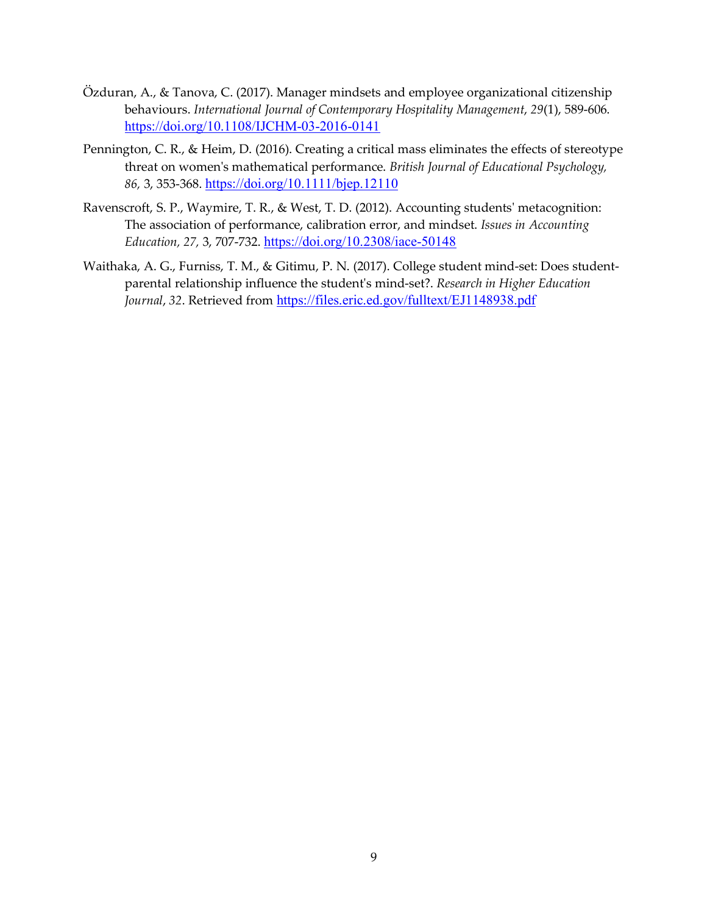Özduran, A., & Tanova, C. (2017). Manager mindsets and employee organizational citizenship behaviours. *International Journal of Contemporary Hospitality Management*, *29*(1), 589-606. https://doi.org/10.1108/IJCHM-03-2016-0141

Pennington, C. R., & Heim, D. (2016). Creating a critical mass eliminates the effects of stereotype threat on women's mathematical performance. *British Journal of Educational Psychology, 86,* 3, 353-368. https://doi.org/10.1111/bjep.12110

Ravenscroft, S. P., Waymire, T. R., & West, T. D. (2012). Accounting students' metacognition: The association of performance, calibration error, and mindset. *Issues in Accounting Education, 27,* 3, 707-732. https://doi.org/10.2308/iace-50148

Waithaka, A. G., Furniss, T. M., & Gitimu, P. N. (2017). College student mind-set: Does student-parental relationship influence the student's mind-set?. *Research in Higher Education Journal*, *32*. Retrieved from https://files.eric.ed.gov/fulltext/EJ1148938.pdf